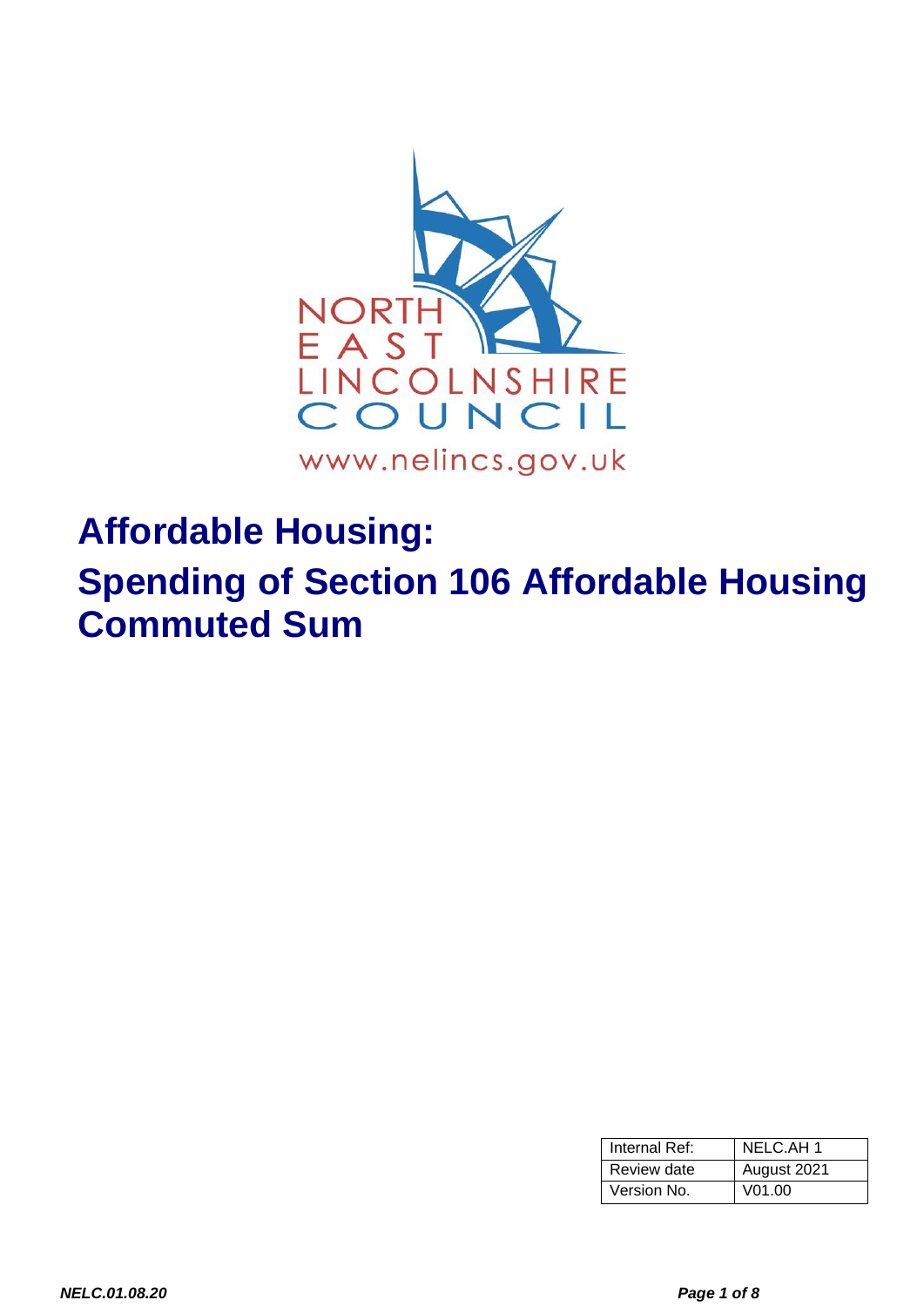NORTH EAST LINCOLNSHIRE COUNCIL

www.nelincs.gov.uk

# Affordable Housing:

# Spending of Section 106 Affordable Housing Commuted Sum

| Internal Ref: | NELC.AH 1 |
|---|---|
| Review date | August 2021 |
| Version No. | V01.00 |

*NELC.01.08.20*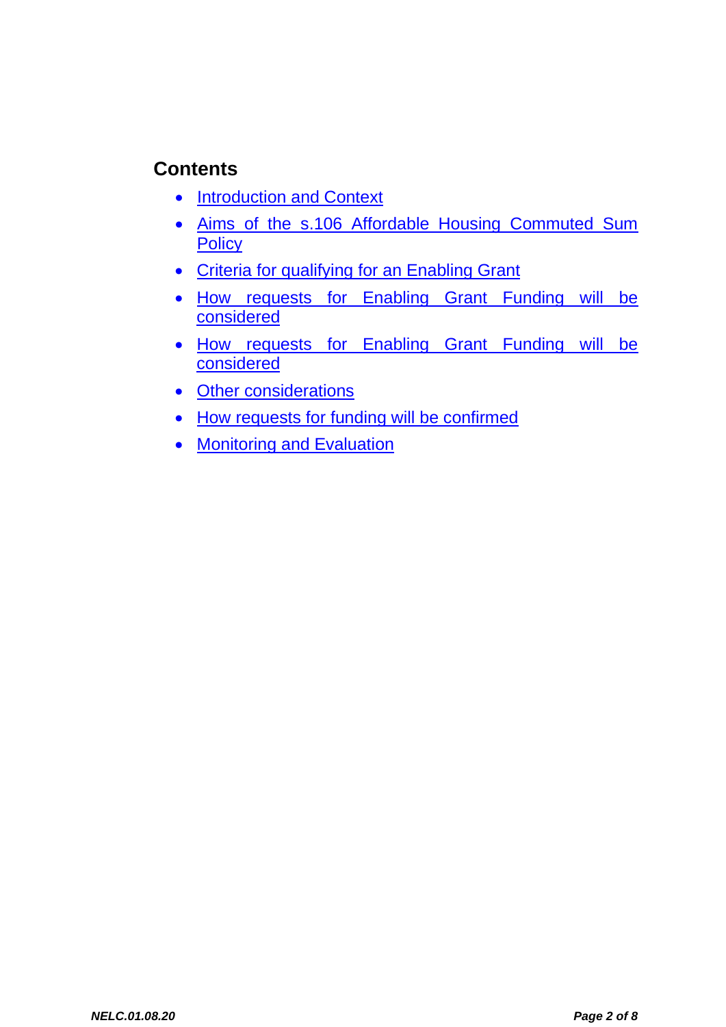## Contents

- Introduction and Context
- Aims of the s.106 Affordable Housing Commuted Sum Policy
- Criteria for qualifying for an Enabling Grant
- How requests for Enabling Grant Funding will be considered
- How requests for Enabling Grant Funding will be considered
- Other considerations
- How requests for funding will be confirmed
- Monitoring and Evaluation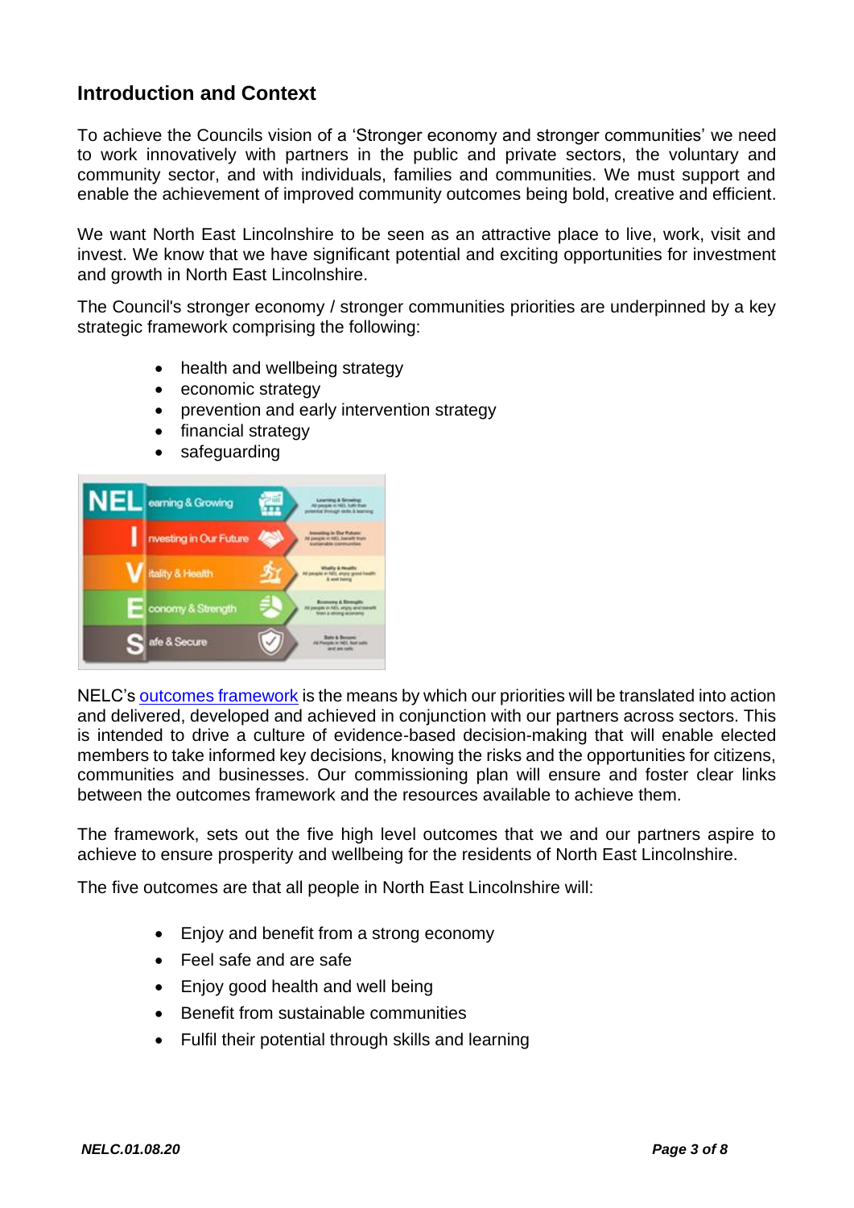## Introduction and Context

To achieve the Councils vision of a 'Stronger economy and stronger communities' we need to work innovatively with partners in the public and private sectors, the voluntary and community sector, and with individuals, families and communities. We must support and enable the achievement of improved community outcomes being bold, creative and efficient.

We want North East Lincolnshire to be seen as an attractive place to live, work, visit and invest. We know that we have significant potential and exciting opportunities for investment and growth in North East Lincolnshire.

The Council's stronger economy / stronger communities priorities are underpinned by a key strategic framework comprising the following:

- health and wellbeing strategy
- economic strategy
- prevention and early intervention strategy
- financial strategy
- safeguarding

NELC's outcomes framework is the means by which our priorities will be translated into action and delivered, developed and achieved in conjunction with our partners across sectors. This is intended to drive a culture of evidence-based decision-making that will enable elected members to take informed key decisions, knowing the risks and the opportunities for citizens, communities and businesses. Our commissioning plan will ensure and foster clear links between the outcomes framework and the resources available to achieve them.

The framework, sets out the five high level outcomes that we and our partners aspire to achieve to ensure prosperity and wellbeing for the residents of North East Lincolnshire.

The five outcomes are that all people in North East Lincolnshire will:

- Enjoy and benefit from a strong economy
- Feel safe and are safe
- Enjoy good health and well being
- Benefit from sustainable communities
- Fulfil their potential through skills and learning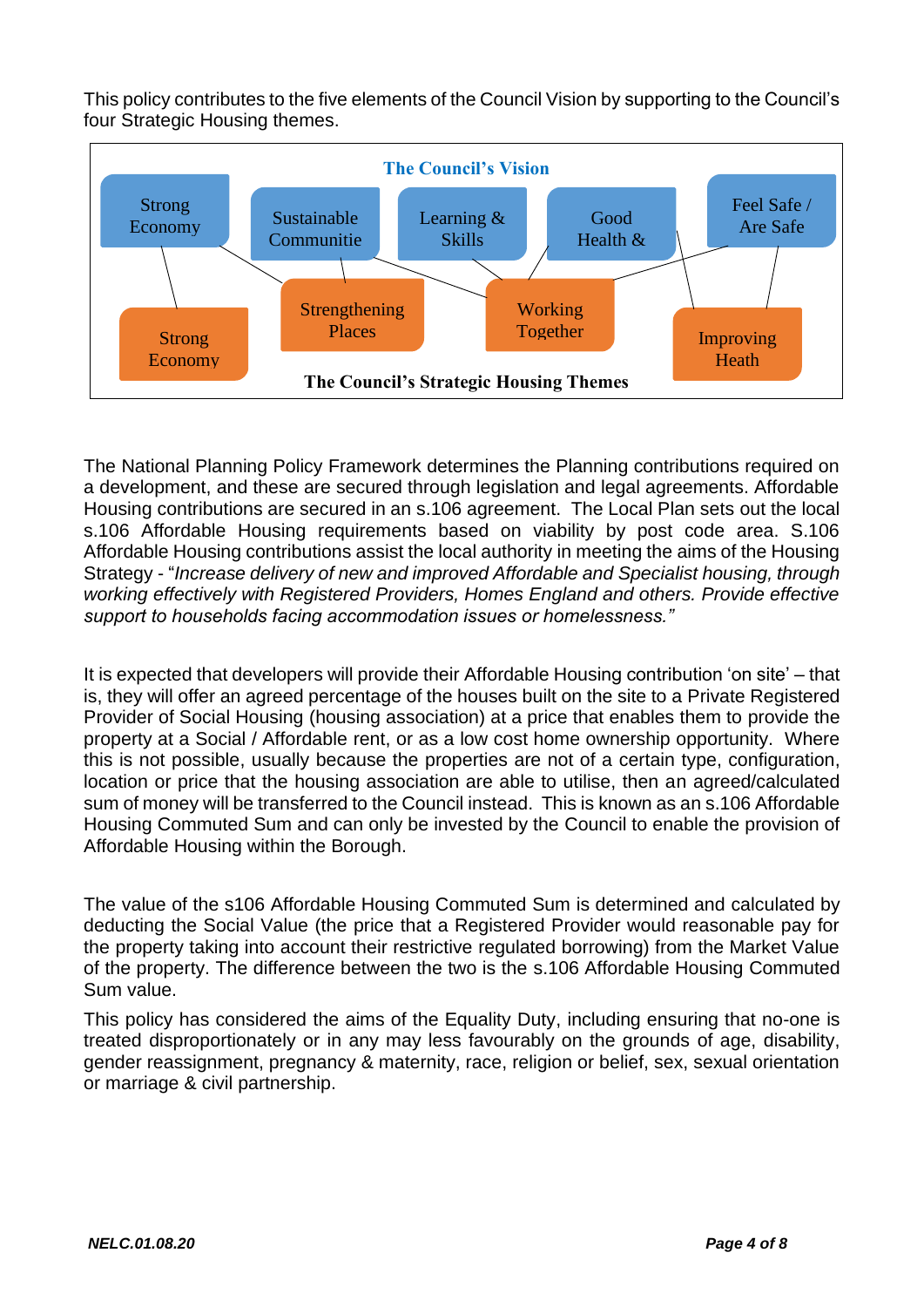This policy contributes to the five elements of the Council Vision by supporting to the Council's four Strategic Housing themes.

**The Council's Vision**

Strong Economy | Sustainable Communitie | Learning & Skills | Good Health & | Feel Safe / Are Safe

Strong Economy | Strengthening Places | Working Together | Improving Heath

**The Council's Strategic Housing Themes**

The National Planning Policy Framework determines the Planning contributions required on a development, and these are secured through legislation and legal agreements. Affordable Housing contributions are secured in an s.106 agreement. The Local Plan sets out the local s.106 Affordable Housing requirements based on viability by post code area. S.106 Affordable Housing contributions assist the local authority in meeting the aims of the Housing Strategy - "*Increase delivery of new and improved Affordable and Specialist housing, through working effectively with Registered Providers, Homes England and others. Provide effective support to households facing accommodation issues or homelessness."*

It is expected that developers will provide their Affordable Housing contribution 'on site' – that is, they will offer an agreed percentage of the houses built on the site to a Private Registered Provider of Social Housing (housing association) at a price that enables them to provide the property at a Social / Affordable rent, or as a low cost home ownership opportunity. Where this is not possible, usually because the properties are not of a certain type, configuration, location or price that the housing association are able to utilise, then an agreed/calculated sum of money will be transferred to the Council instead. This is known as an s.106 Affordable Housing Commuted Sum and can only be invested by the Council to enable the provision of Affordable Housing within the Borough.

The value of the s106 Affordable Housing Commuted Sum is determined and calculated by deducting the Social Value (the price that a Registered Provider would reasonable pay for the property taking into account their restrictive regulated borrowing) from the Market Value of the property. The difference between the two is the s.106 Affordable Housing Commuted Sum value.

This policy has considered the aims of the Equality Duty, including ensuring that no-one is treated disproportionately or in any may less favourably on the grounds of age, disability, gender reassignment, pregnancy & maternity, race, religion or belief, sex, sexual orientation or marriage & civil partnership.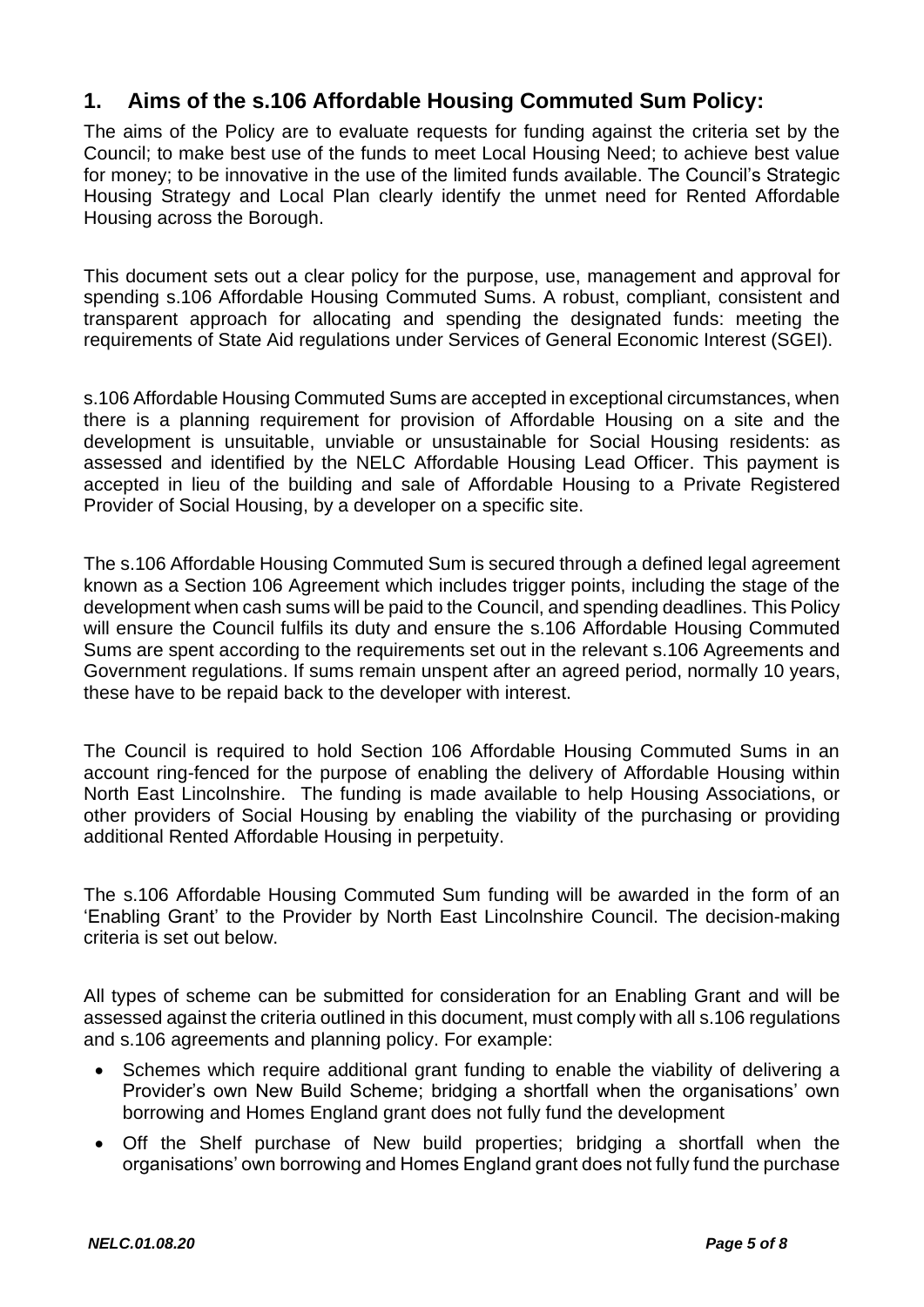## 1. Aims of the s.106 Affordable Housing Commuted Sum Policy:

The aims of the Policy are to evaluate requests for funding against the criteria set by the Council; to make best use of the funds to meet Local Housing Need; to achieve best value for money; to be innovative in the use of the limited funds available. The Council's Strategic Housing Strategy and Local Plan clearly identify the unmet need for Rented Affordable Housing across the Borough.

This document sets out a clear policy for the purpose, use, management and approval for spending s.106 Affordable Housing Commuted Sums. A robust, compliant, consistent and transparent approach for allocating and spending the designated funds: meeting the requirements of State Aid regulations under Services of General Economic Interest (SGEI).

s.106 Affordable Housing Commuted Sums are accepted in exceptional circumstances, when there is a planning requirement for provision of Affordable Housing on a site and the development is unsuitable, unviable or unsustainable for Social Housing residents: as assessed and identified by the NELC Affordable Housing Lead Officer. This payment is accepted in lieu of the building and sale of Affordable Housing to a Private Registered Provider of Social Housing, by a developer on a specific site.

The s.106 Affordable Housing Commuted Sum is secured through a defined legal agreement known as a Section 106 Agreement which includes trigger points, including the stage of the development when cash sums will be paid to the Council, and spending deadlines. This Policy will ensure the Council fulfils its duty and ensure the s.106 Affordable Housing Commuted Sums are spent according to the requirements set out in the relevant s.106 Agreements and Government regulations. If sums remain unspent after an agreed period, normally 10 years, these have to be repaid back to the developer with interest.

The Council is required to hold Section 106 Affordable Housing Commuted Sums in an account ring-fenced for the purpose of enabling the delivery of Affordable Housing within North East Lincolnshire. The funding is made available to help Housing Associations, or other providers of Social Housing by enabling the viability of the purchasing or providing additional Rented Affordable Housing in perpetuity.

The s.106 Affordable Housing Commuted Sum funding will be awarded in the form of an 'Enabling Grant' to the Provider by North East Lincolnshire Council. The decision-making criteria is set out below.

All types of scheme can be submitted for consideration for an Enabling Grant and will be assessed against the criteria outlined in this document, must comply with all s.106 regulations and s.106 agreements and planning policy. For example:

- Schemes which require additional grant funding to enable the viability of delivering a Provider's own New Build Scheme; bridging a shortfall when the organisations' own borrowing and Homes England grant does not fully fund the development
- Off the Shelf purchase of New build properties; bridging a shortfall when the organisations' own borrowing and Homes England grant does not fully fund the purchase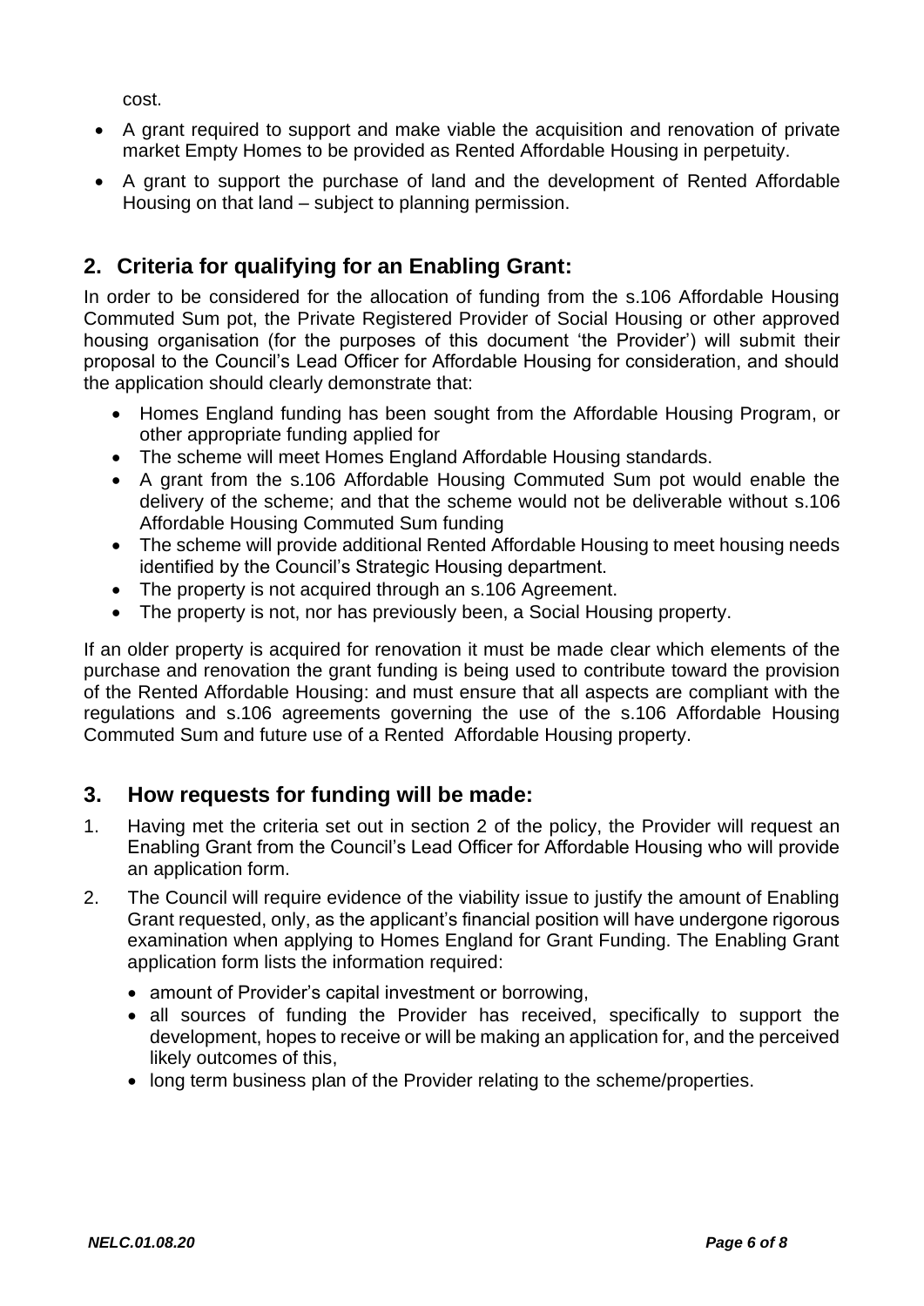cost.

- A grant required to support and make viable the acquisition and renovation of private market Empty Homes to be provided as Rented Affordable Housing in perpetuity.
- A grant to support the purchase of land and the development of Rented Affordable Housing on that land – subject to planning permission.

## 2. Criteria for qualifying for an Enabling Grant:

In order to be considered for the allocation of funding from the s.106 Affordable Housing Commuted Sum pot, the Private Registered Provider of Social Housing or other approved housing organisation (for the purposes of this document 'the Provider') will submit their proposal to the Council's Lead Officer for Affordable Housing for consideration, and should the application should clearly demonstrate that:

- Homes England funding has been sought from the Affordable Housing Program, or other appropriate funding applied for
- The scheme will meet Homes England Affordable Housing standards.
- A grant from the s.106 Affordable Housing Commuted Sum pot would enable the delivery of the scheme; and that the scheme would not be deliverable without s.106 Affordable Housing Commuted Sum funding
- The scheme will provide additional Rented Affordable Housing to meet housing needs identified by the Council's Strategic Housing department.
- The property is not acquired through an s.106 Agreement.
- The property is not, nor has previously been, a Social Housing property.

If an older property is acquired for renovation it must be made clear which elements of the purchase and renovation the grant funding is being used to contribute toward the provision of the Rented Affordable Housing: and must ensure that all aspects are compliant with the regulations and s.106 agreements governing the use of the s.106 Affordable Housing Commuted Sum and future use of a Rented Affordable Housing property.

## 3. How requests for funding will be made:

1. Having met the criteria set out in section 2 of the policy, the Provider will request an Enabling Grant from the Council's Lead Officer for Affordable Housing who will provide an application form.
2. The Council will require evidence of the viability issue to justify the amount of Enabling Grant requested, only, as the applicant's financial position will have undergone rigorous examination when applying to Homes England for Grant Funding. The Enabling Grant application form lists the information required:
   - amount of Provider's capital investment or borrowing,
   - all sources of funding the Provider has received, specifically to support the development, hopes to receive or will be making an application for, and the perceived likely outcomes of this,
   - long term business plan of the Provider relating to the scheme/properties.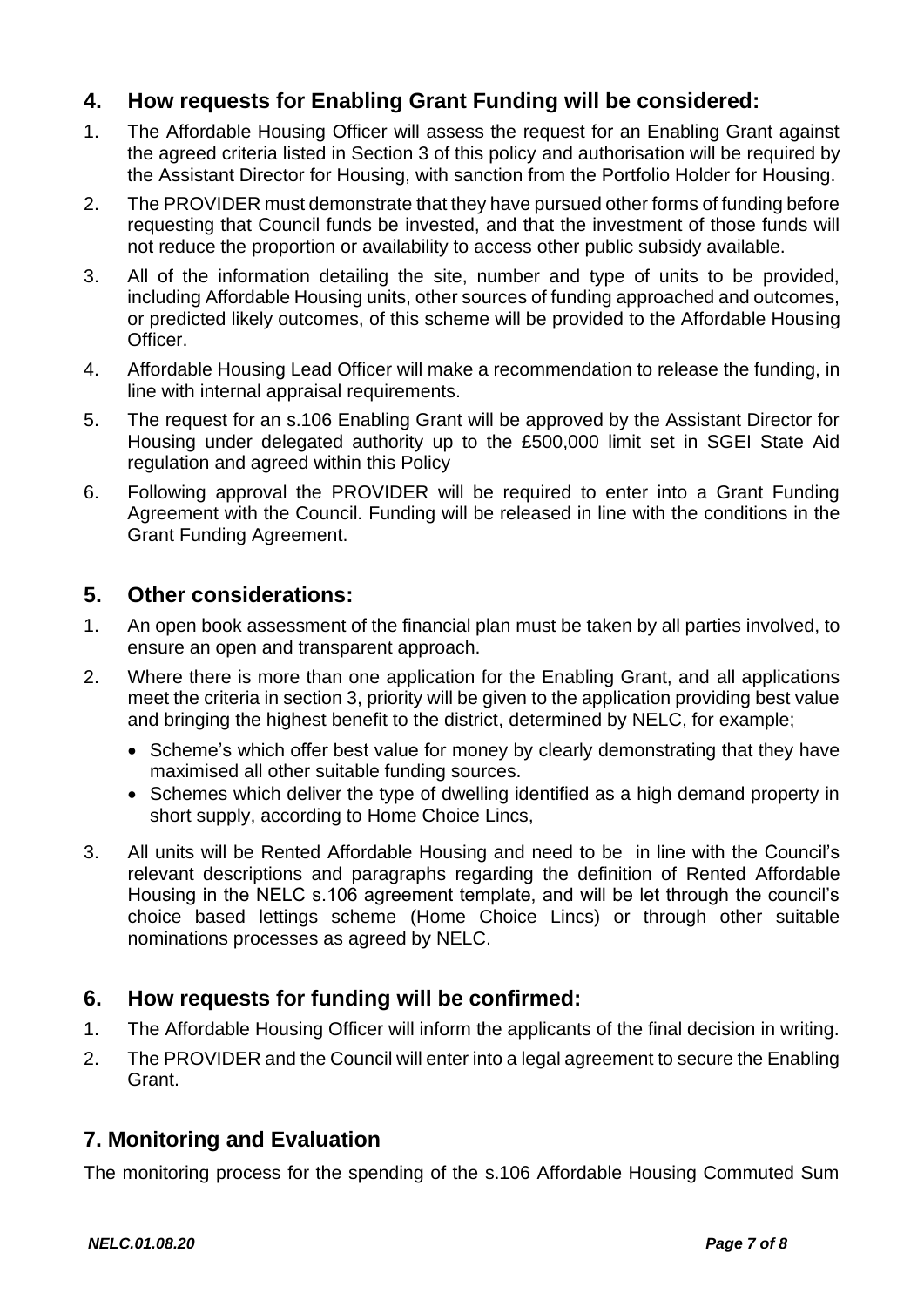## 4. How requests for Enabling Grant Funding will be considered:

1. The Affordable Housing Officer will assess the request for an Enabling Grant against the agreed criteria listed in Section 3 of this policy and authorisation will be required by the Assistant Director for Housing, with sanction from the Portfolio Holder for Housing.
2. The PROVIDER must demonstrate that they have pursued other forms of funding before requesting that Council funds be invested, and that the investment of those funds will not reduce the proportion or availability to access other public subsidy available.
3. All of the information detailing the site, number and type of units to be provided, including Affordable Housing units, other sources of funding approached and outcomes, or predicted likely outcomes, of this scheme will be provided to the Affordable Housing Officer.
4. Affordable Housing Lead Officer will make a recommendation to release the funding, in line with internal appraisal requirements.
5. The request for an s.106 Enabling Grant will be approved by the Assistant Director for Housing under delegated authority up to the £500,000 limit set in SGEI State Aid regulation and agreed within this Policy
6. Following approval the PROVIDER will be required to enter into a Grant Funding Agreement with the Council. Funding will be released in line with the conditions in the Grant Funding Agreement.

## 5. Other considerations:

1. An open book assessment of the financial plan must be taken by all parties involved, to ensure an open and transparent approach.
2. Where there is more than one application for the Enabling Grant, and all applications meet the criteria in section 3, priority will be given to the application providing best value and bringing the highest benefit to the district, determined by NELC, for example;
   - Scheme's which offer best value for money by clearly demonstrating that they have maximised all other suitable funding sources.
   - Schemes which deliver the type of dwelling identified as a high demand property in short supply, according to Home Choice Lincs,
3. All units will be Rented Affordable Housing and need to be in line with the Council's relevant descriptions and paragraphs regarding the definition of Rented Affordable Housing in the NELC s.106 agreement template, and will be let through the council's choice based lettings scheme (Home Choice Lincs) or through other suitable nominations processes as agreed by NELC.

## 6. How requests for funding will be confirmed:

1. The Affordable Housing Officer will inform the applicants of the final decision in writing.
2. The PROVIDER and the Council will enter into a legal agreement to secure the Enabling Grant.

## 7. Monitoring and Evaluation

The monitoring process for the spending of the s.106 Affordable Housing Commuted Sum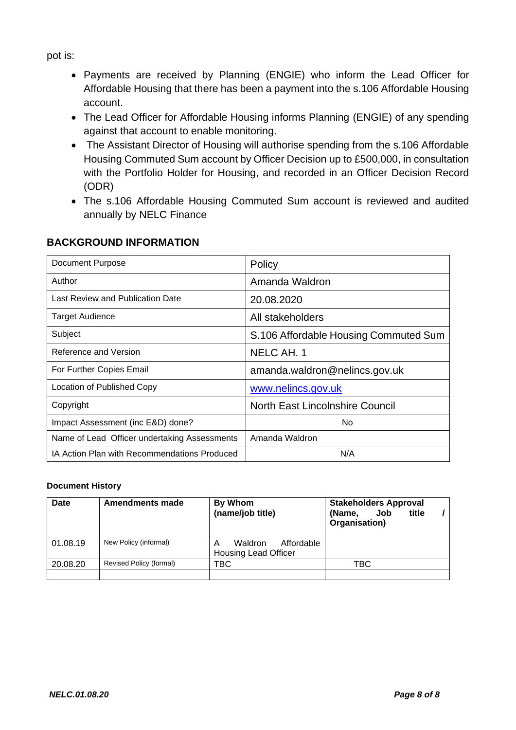pot is:

- Payments are received by Planning (ENGIE) who inform the Lead Officer for Affordable Housing that there has been a payment into the s.106 Affordable Housing account.
- The Lead Officer for Affordable Housing informs Planning (ENGIE) of any spending against that account to enable monitoring.
- The Assistant Director of Housing will authorise spending from the s.106 Affordable Housing Commuted Sum account by Officer Decision up to £500,000, in consultation with the Portfolio Holder for Housing, and recorded in an Officer Decision Record (ODR)
- The s.106 Affordable Housing Commuted Sum account is reviewed and audited annually by NELC Finance

## BACKGROUND INFORMATION

| | |
|---|---|
| Document Purpose | Policy |
| Author | Amanda Waldron |
| Last Review and Publication Date | 20.08.2020 |
| Target Audience | All stakeholders |
| Subject | S.106 Affordable Housing Commuted Sum |
| Reference and Version | NELC AH. 1 |
| For Further Copies Email | amanda.waldron@nelincs.gov.uk |
| Location of Published Copy | www.nelincs.gov.uk |
| Copyright | North East Lincolnshire Council |
| Impact Assessment (inc E&D) done? | No |
| Name of Lead Officer undertaking Assessments | Amanda Waldron |
| IA Action Plan with Recommendations Produced | N/A |

**Document History**

| Date | Amendments made | By Whom (name/job title) | Stakeholders Approval (Name, Job title / Organisation) |
|---|---|---|---|
| 01.08.19 | New Policy (informal) | A Waldron Affordable Housing Lead Officer | |
| 20.08.20 | Revised Policy (formal) | TBC | TBC |
| | | | |